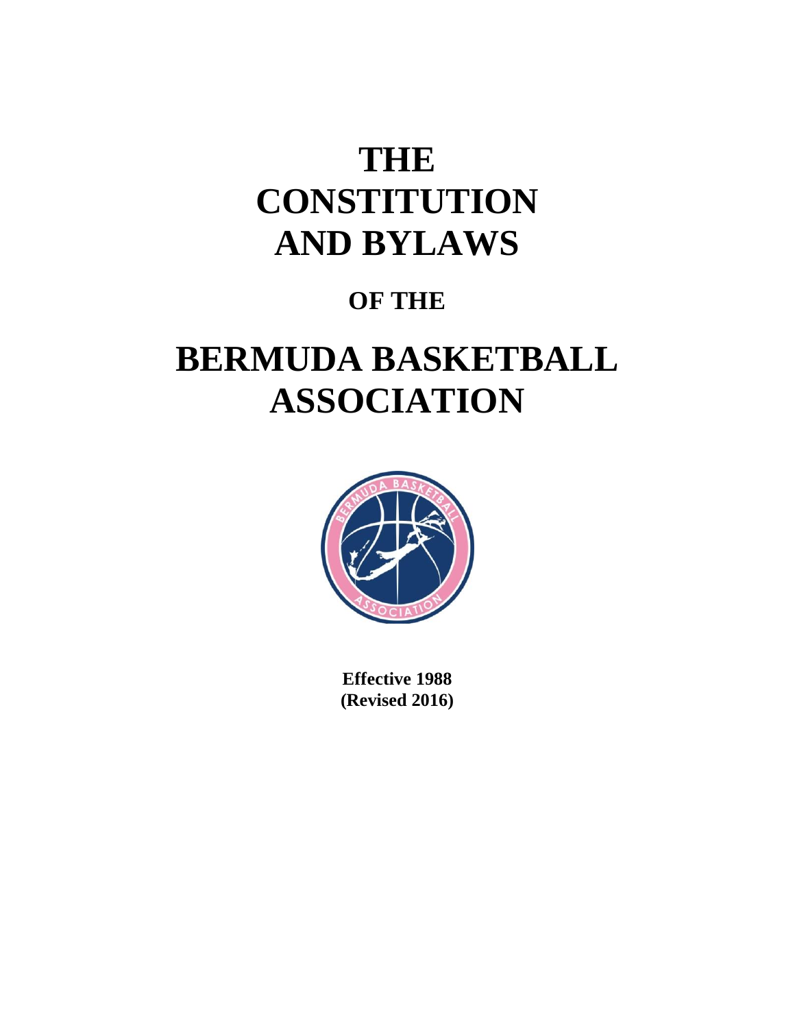# THE CONSTITUTION AND BYLAWS

## OF THE

# BERMUDA BASKETBALL ASSOCIATION

**Effective 1988**
**(Revised 2016)**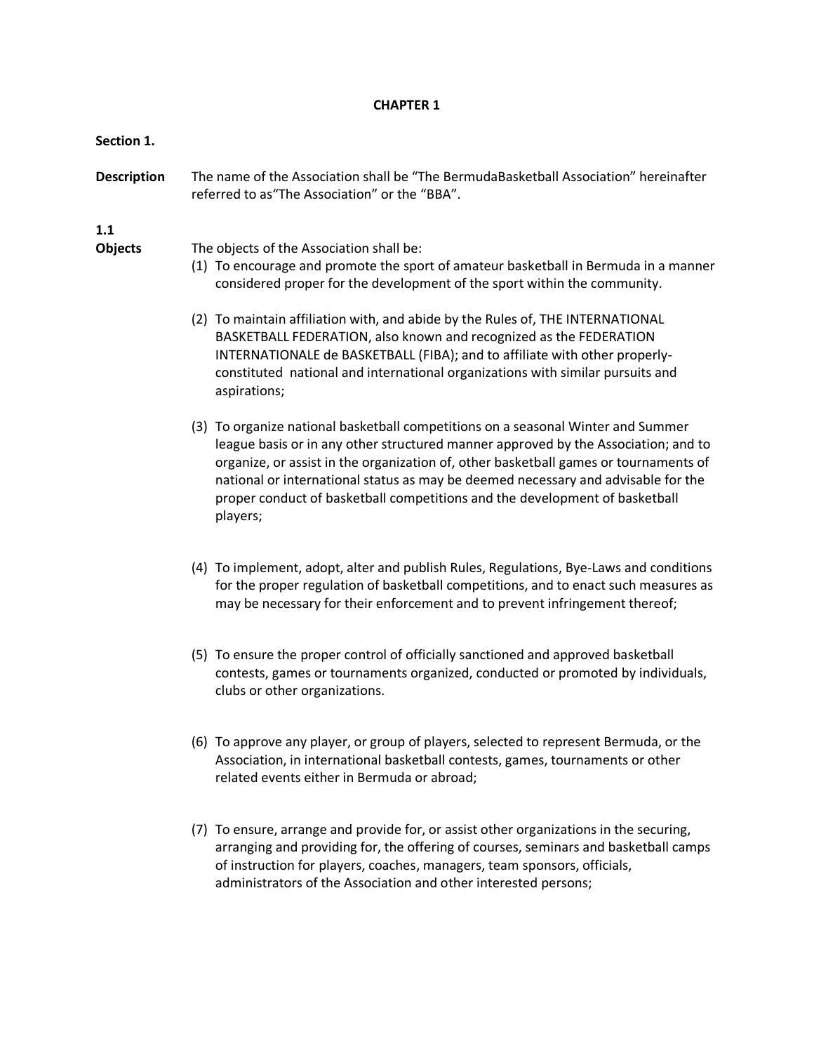# CHAPTER 1

**Section 1.**

**Description** The name of the Association shall be "The BermudaBasketball Association" hereinafter referred to as"The Association" or the "BBA".

**1.1**

**Objects** The objects of the Association shall be:

(1) To encourage and promote the sport of amateur basketball in Bermuda in a manner considered proper for the development of the sport within the community.

(2) To maintain affiliation with, and abide by the Rules of, THE INTERNATIONAL BASKETBALL FEDERATION, also known and recognized as the FEDERATION INTERNATIONALE de BASKETBALL (FIBA); and to affiliate with other properly-constituted national and international organizations with similar pursuits and aspirations;

(3) To organize national basketball competitions on a seasonal Winter and Summer league basis or in any other structured manner approved by the Association; and to organize, or assist in the organization of, other basketball games or tournaments of national or international status as may be deemed necessary and advisable for the proper conduct of basketball competitions and the development of basketball players;

(4) To implement, adopt, alter and publish Rules, Regulations, Bye-Laws and conditions for the proper regulation of basketball competitions, and to enact such measures as may be necessary for their enforcement and to prevent infringement thereof;

(5) To ensure the proper control of officially sanctioned and approved basketball contests, games or tournaments organized, conducted or promoted by individuals, clubs or other organizations.

(6) To approve any player, or group of players, selected to represent Bermuda, or the Association, in international basketball contests, games, tournaments or other related events either in Bermuda or abroad;

(7) To ensure, arrange and provide for, or assist other organizations in the securing, arranging and providing for, the offering of courses, seminars and basketball camps of instruction for players, coaches, managers, team sponsors, officials, administrators of the Association and other interested persons;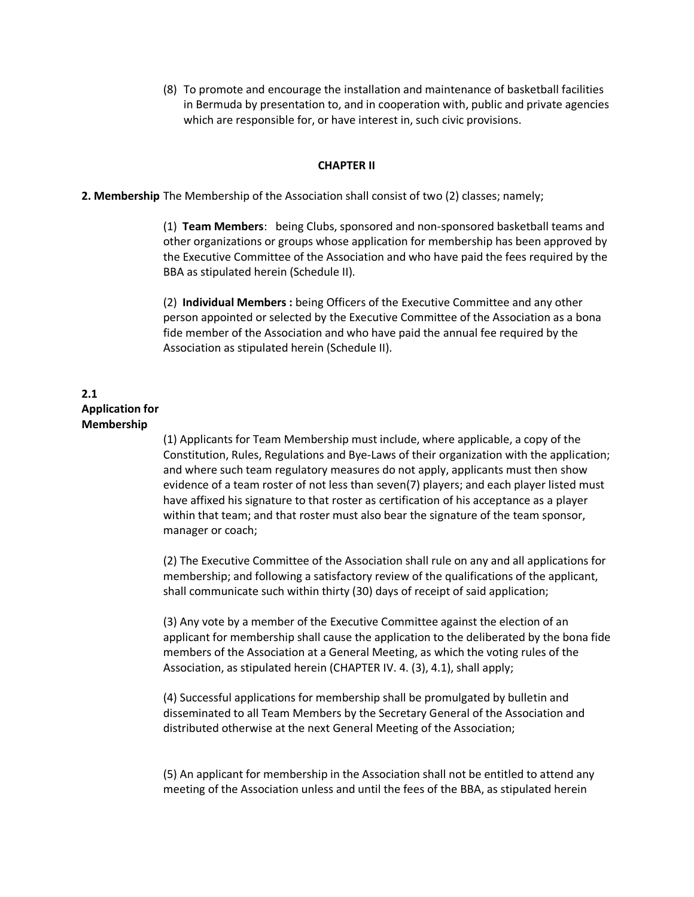(8) To promote and encourage the installation and maintenance of basketball facilities in Bermuda by presentation to, and in cooperation with, public and private agencies which are responsible for, or have interest in, such civic provisions.

## CHAPTER II

**2. Membership** The Membership of the Association shall consist of two (2) classes; namely;

(1) **Team Members**: being Clubs, sponsored and non-sponsored basketball teams and other organizations or groups whose application for membership has been approved by the Executive Committee of the Association and who have paid the fees required by the BBA as stipulated herein (Schedule II).

(2) **Individual Members :** being Officers of the Executive Committee and any other person appointed or selected by the Executive Committee of the Association as a bona fide member of the Association and who have paid the annual fee required by the Association as stipulated herein (Schedule II).

**2.1 Application for Membership**

(1) Applicants for Team Membership must include, where applicable, a copy of the Constitution, Rules, Regulations and Bye-Laws of their organization with the application; and where such team regulatory measures do not apply, applicants must then show evidence of a team roster of not less than seven(7) players; and each player listed must have affixed his signature to that roster as certification of his acceptance as a player within that team; and that roster must also bear the signature of the team sponsor, manager or coach;

(2) The Executive Committee of the Association shall rule on any and all applications for membership; and following a satisfactory review of the qualifications of the applicant, shall communicate such within thirty (30) days of receipt of said application;

(3) Any vote by a member of the Executive Committee against the election of an applicant for membership shall cause the application to the deliberated by the bona fide members of the Association at a General Meeting, as which the voting rules of the Association, as stipulated herein (CHAPTER IV. 4. (3), 4.1), shall apply;

(4) Successful applications for membership shall be promulgated by bulletin and disseminated to all Team Members by the Secretary General of the Association and distributed otherwise at the next General Meeting of the Association;

(5) An applicant for membership in the Association shall not be entitled to attend any meeting of the Association unless and until the fees of the BBA, as stipulated herein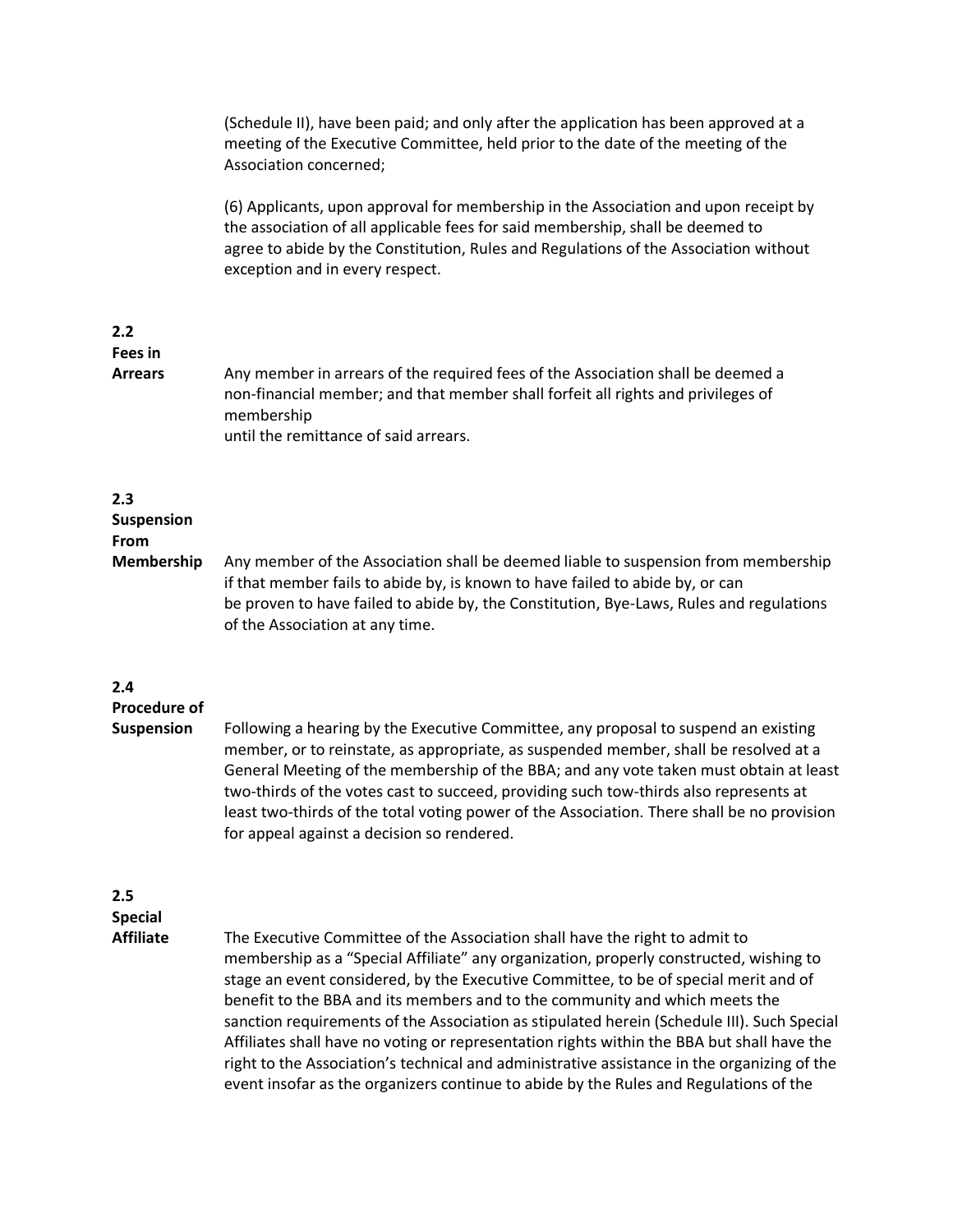(Schedule II), have been paid; and only after the application has been approved at a meeting of the Executive Committee, held prior to the date of the meeting of the Association concerned;

(6) Applicants, upon approval for membership in the Association and upon receipt by the association of all applicable fees for said membership, shall be deemed to agree to abide by the Constitution, Rules and Regulations of the Association without exception and in every respect.

**2.2 Fees in Arrears**

Any member in arrears of the required fees of the Association shall be deemed a non-financial member; and that member shall forfeit all rights and privileges of membership until the remittance of said arrears.

**2.3 Suspension From Membership**

Any member of the Association shall be deemed liable to suspension from membership if that member fails to abide by, is known to have failed to abide by, or can be proven to have failed to abide by, the Constitution, Bye-Laws, Rules and regulations of the Association at any time.

**2.4 Procedure of Suspension**

Following a hearing by the Executive Committee, any proposal to suspend an existing member, or to reinstate, as appropriate, as suspended member, shall be resolved at a General Meeting of the membership of the BBA; and any vote taken must obtain at least two-thirds of the votes cast to succeed, providing such tow-thirds also represents at least two-thirds of the total voting power of the Association. There shall be no provision for appeal against a decision so rendered.

**2.5 Special Affiliate**

The Executive Committee of the Association shall have the right to admit to membership as a "Special Affiliate" any organization, properly constructed, wishing to stage an event considered, by the Executive Committee, to be of special merit and of benefit to the BBA and its members and to the community and which meets the sanction requirements of the Association as stipulated herein (Schedule III). Such Special Affiliates shall have no voting or representation rights within the BBA but shall have the right to the Association's technical and administrative assistance in the organizing of the event insofar as the organizers continue to abide by the Rules and Regulations of the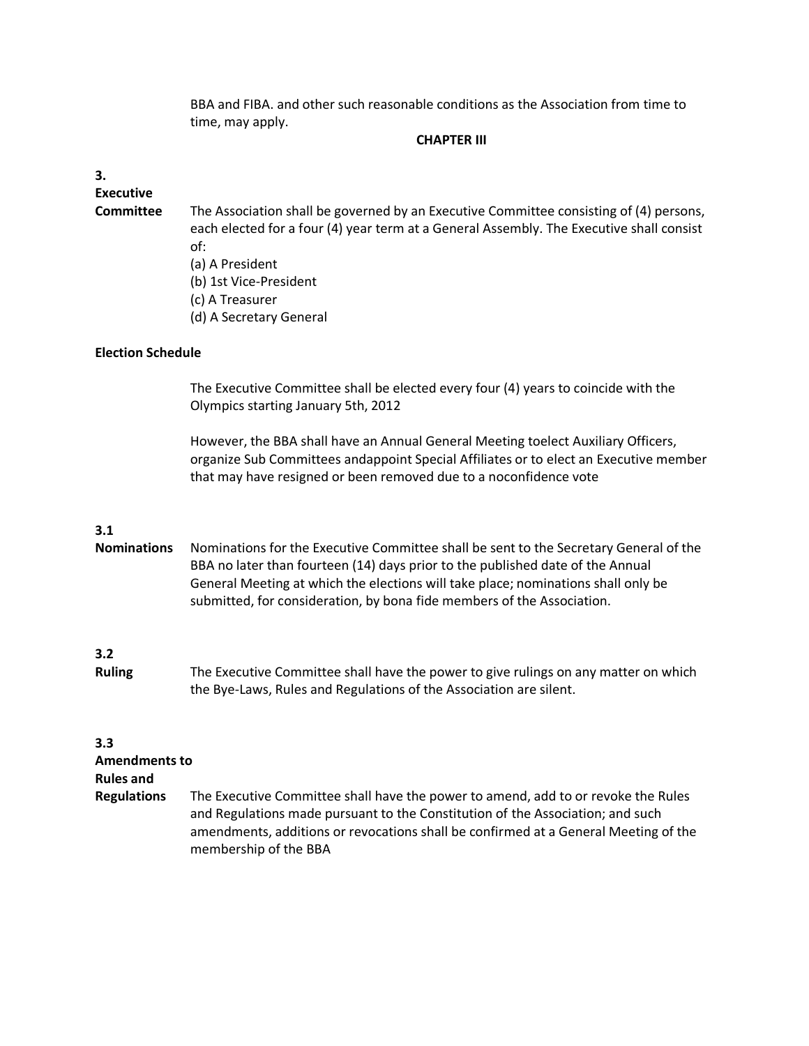BBA and FIBA. and other such reasonable conditions as the Association from time to time, may apply.

## CHAPTER III

**3.**
**Executive Committee**

The Association shall be governed by an Executive Committee consisting of (4) persons, each elected for a four (4) year term at a General Assembly. The Executive shall consist of:

(a) A President
(b) 1st Vice-President
(c) A Treasurer
(d) A Secretary General

**Election Schedule**

The Executive Committee shall be elected every four (4) years to coincide with the Olympics starting January 5th, 2012

However, the BBA shall have an Annual General Meeting toelect Auxiliary Officers, organize Sub Committees andappoint Special Affiliates or to elect an Executive member that may have resigned or been removed due to a noconfidence vote

**3.1**
**Nominations**

Nominations for the Executive Committee shall be sent to the Secretary General of the BBA no later than fourteen (14) days prior to the published date of the Annual General Meeting at which the elections will take place; nominations shall only be submitted, for consideration, by bona fide members of the Association.

**3.2**
**Ruling**

The Executive Committee shall have the power to give rulings on any matter on which the Bye-Laws, Rules and Regulations of the Association are silent.

**3.3**
**Amendments to Rules and Regulations**

The Executive Committee shall have the power to amend, add to or revoke the Rules and Regulations made pursuant to the Constitution of the Association; and such amendments, additions or revocations shall be confirmed at a General Meeting of the membership of the BBA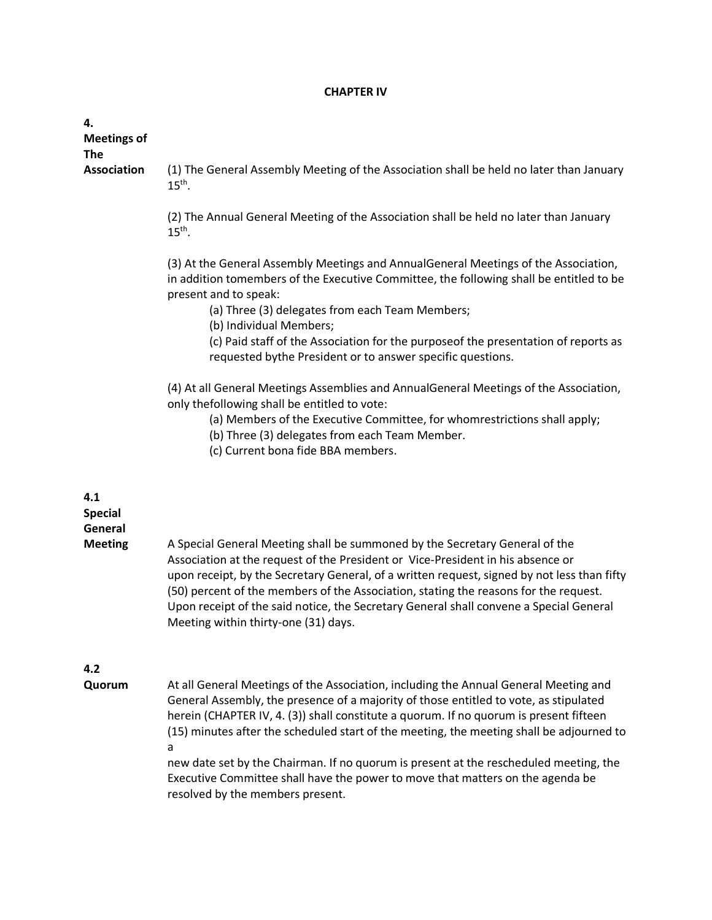**CHAPTER IV**

**4. Meetings of The Association**

(1) The General Assembly Meeting of the Association shall be held no later than January 15th.

(2) The Annual General Meeting of the Association shall be held no later than January 15th.

(3) At the General Assembly Meetings and AnnualGeneral Meetings of the Association, in addition tomembers of the Executive Committee, the following shall be entitled to be present and to speak:

(a) Three (3) delegates from each Team Members;
(b) Individual Members;
(c) Paid staff of the Association for the purposeof the presentation of reports as requested bythe President or to answer specific questions.

(4) At all General Meetings Assemblies and AnnualGeneral Meetings of the Association, only thefollowing shall be entitled to vote:

(a) Members of the Executive Committee, for whomrestrictions shall apply;
(b) Three (3) delegates from each Team Member.
(c) Current bona fide BBA members.

**4.1 Special General Meeting**

A Special General Meeting shall be summoned by the Secretary General of the Association at the request of the President or Vice-President in his absence or upon receipt, by the Secretary General, of a written request, signed by not less than fifty (50) percent of the members of the Association, stating the reasons for the request. Upon receipt of the said notice, the Secretary General shall convene a Special General Meeting within thirty-one (31) days.

**4.2 Quorum**

At all General Meetings of the Association, including the Annual General Meeting and General Assembly, the presence of a majority of those entitled to vote, as stipulated herein (CHAPTER IV, 4. (3)) shall constitute a quorum. If no quorum is present fifteen (15) minutes after the scheduled start of the meeting, the meeting shall be adjourned to a new date set by the Chairman. If no quorum is present at the rescheduled meeting, the Executive Committee shall have the power to move that matters on the agenda be resolved by the members present.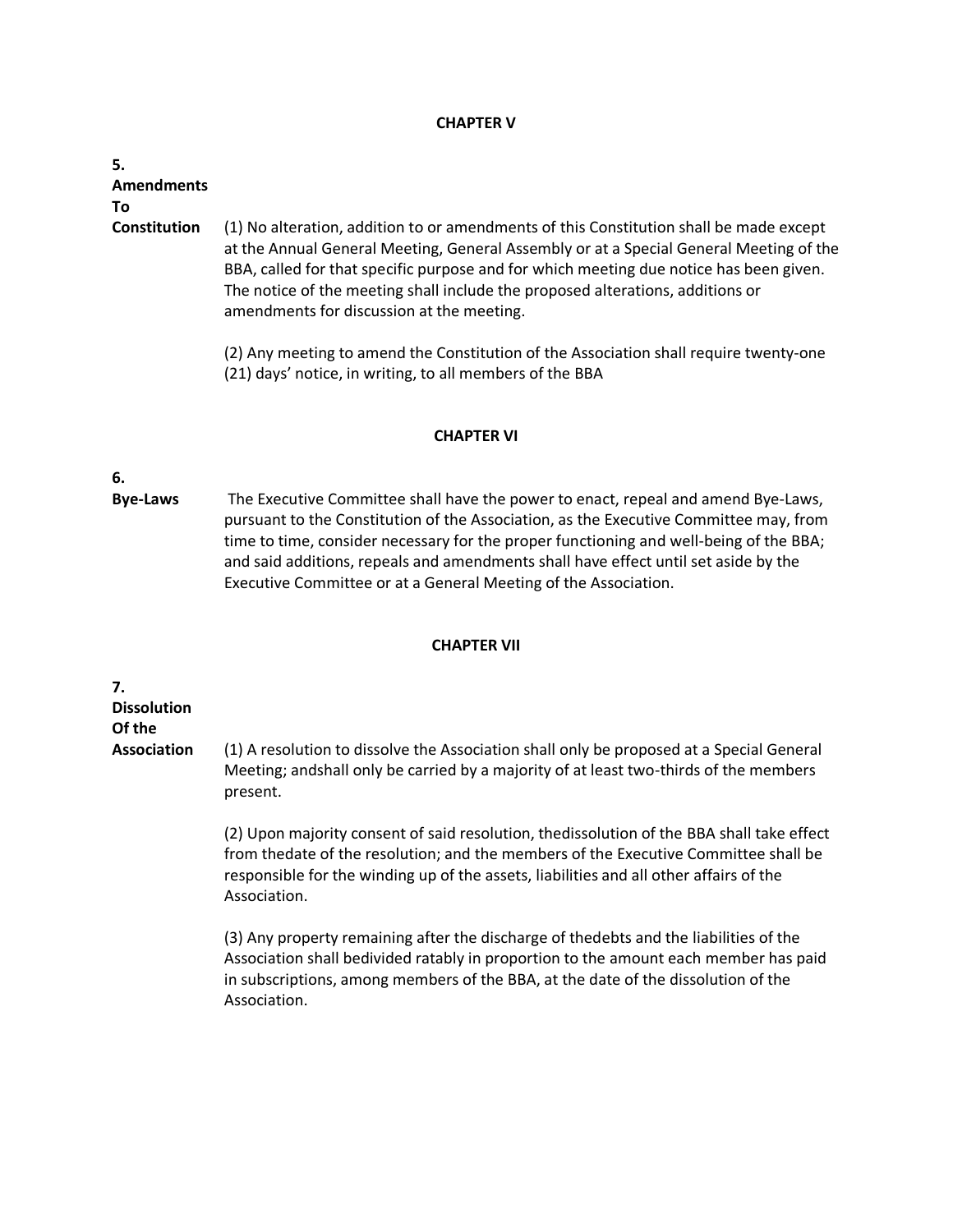## CHAPTER V

**5. Amendments To Constitution**

(1) No alteration, addition to or amendments of this Constitution shall be made except at the Annual General Meeting, General Assembly or at a Special General Meeting of the BBA, called for that specific purpose and for which meeting due notice has been given. The notice of the meeting shall include the proposed alterations, additions or amendments for discussion at the meeting.

(2) Any meeting to amend the Constitution of the Association shall require twenty-one (21) days' notice, in writing, to all members of the BBA

## CHAPTER VI

**6. Bye-Laws**

The Executive Committee shall have the power to enact, repeal and amend Bye-Laws, pursuant to the Constitution of the Association, as the Executive Committee may, from time to time, consider necessary for the proper functioning and well-being of the BBA; and said additions, repeals and amendments shall have effect until set aside by the Executive Committee or at a General Meeting of the Association.

## CHAPTER VII

**7. Dissolution Of the Association**

(1) A resolution to dissolve the Association shall only be proposed at a Special General Meeting; andshall only be carried by a majority of at least two-thirds of the members present.

(2) Upon majority consent of said resolution, thedissolution of the BBA shall take effect from thedate of the resolution; and the members of the Executive Committee shall be responsible for the winding up of the assets, liabilities and all other affairs of the Association.

(3) Any property remaining after the discharge of thedebts and the liabilities of the Association shall bedivided ratably in proportion to the amount each member has paid in subscriptions, among members of the BBA, at the date of the dissolution of the Association.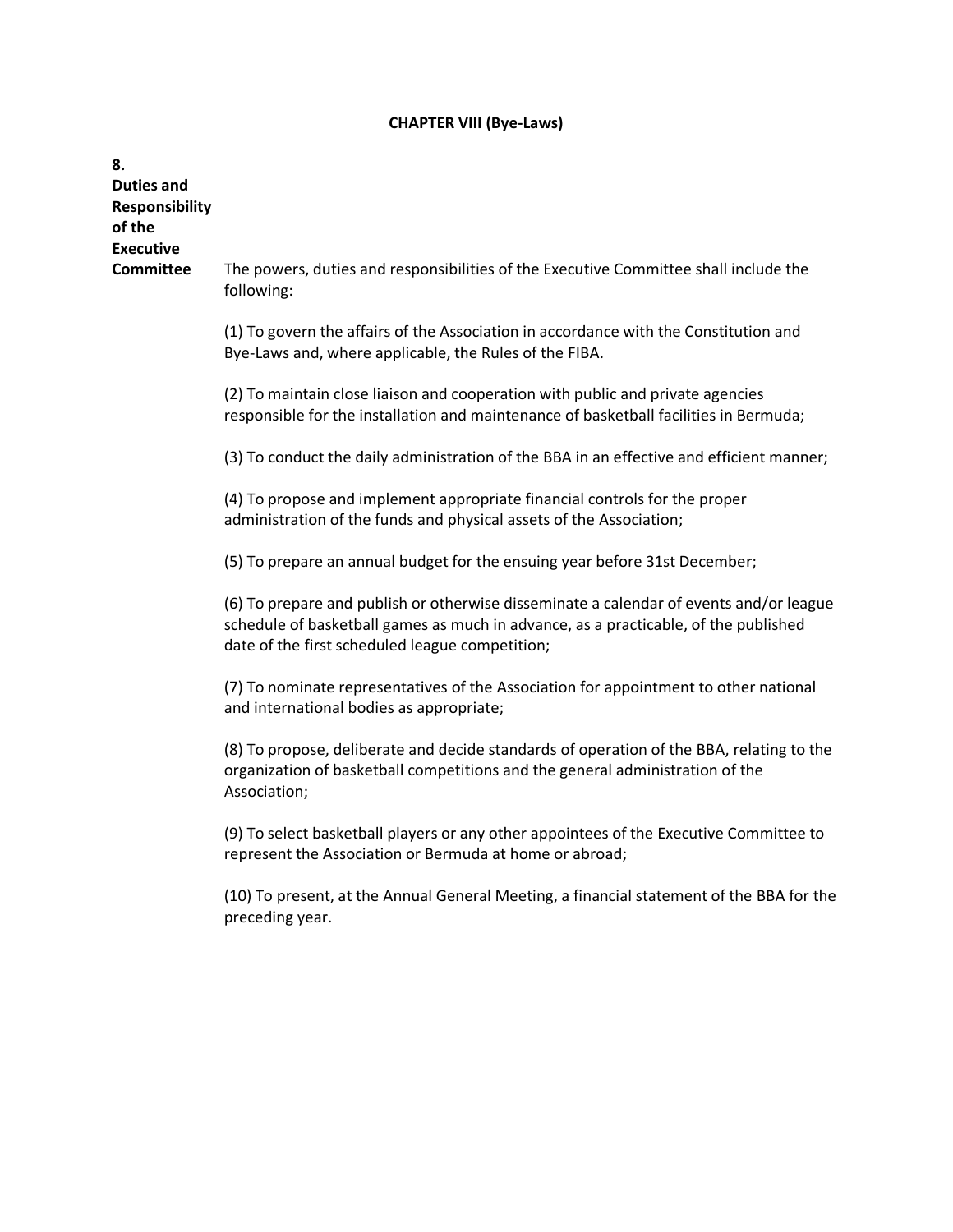**CHAPTER VIII (Bye-Laws)**

**8. Duties and Responsibility of the Executive Committee**

The powers, duties and responsibilities of the Executive Committee shall include the following:

(1) To govern the affairs of the Association in accordance with the Constitution and Bye-Laws and, where applicable, the Rules of the FIBA.

(2) To maintain close liaison and cooperation with public and private agencies responsible for the installation and maintenance of basketball facilities in Bermuda;

(3) To conduct the daily administration of the BBA in an effective and efficient manner;

(4) To propose and implement appropriate financial controls for the proper administration of the funds and physical assets of the Association;

(5) To prepare an annual budget for the ensuing year before 31st December;

(6) To prepare and publish or otherwise disseminate a calendar of events and/or league schedule of basketball games as much in advance, as a practicable, of the published date of the first scheduled league competition;

(7) To nominate representatives of the Association for appointment to other national and international bodies as appropriate;

(8) To propose, deliberate and decide standards of operation of the BBA, relating to the organization of basketball competitions and the general administration of the Association;

(9) To select basketball players or any other appointees of the Executive Committee to represent the Association or Bermuda at home or abroad;

(10) To present, at the Annual General Meeting, a financial statement of the BBA for the preceding year.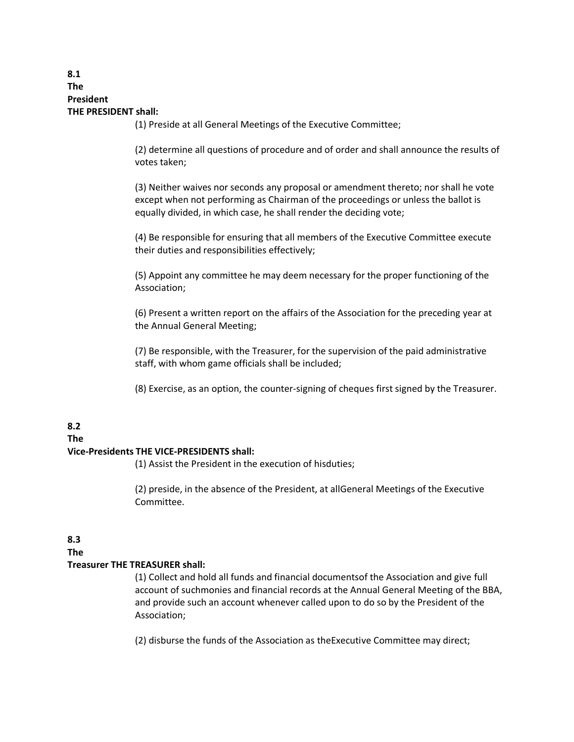**8.1**
**The**
**President**
**THE PRESIDENT shall:**

(1) Preside at all General Meetings of the Executive Committee;

(2) determine all questions of procedure and of order and shall announce the results of votes taken;

(3) Neither waives nor seconds any proposal or amendment thereto; nor shall he vote except when not performing as Chairman of the proceedings or unless the ballot is equally divided, in which case, he shall render the deciding vote;

(4) Be responsible for ensuring that all members of the Executive Committee execute their duties and responsibilities effectively;

(5) Appoint any committee he may deem necessary for the proper functioning of the Association;

(6) Present a written report on the affairs of the Association for the preceding year at the Annual General Meeting;

(7) Be responsible, with the Treasurer, for the supervision of the paid administrative staff, with whom game officials shall be included;

(8) Exercise, as an option, the counter-signing of cheques first signed by the Treasurer.

**8.2**
**The**
**Vice-Presidents THE VICE-PRESIDENTS shall:**

(1) Assist the President in the execution of hisduties;

(2) preside, in the absence of the President, at allGeneral Meetings of the Executive Committee.

**8.3**
**The**
**Treasurer THE TREASURER shall:**

(1) Collect and hold all funds and financial documentsof the Association and give full account of suchmonies and financial records at the Annual General Meeting of the BBA, and provide such an account whenever called upon to do so by the President of the Association;

(2) disburse the funds of the Association as theExecutive Committee may direct;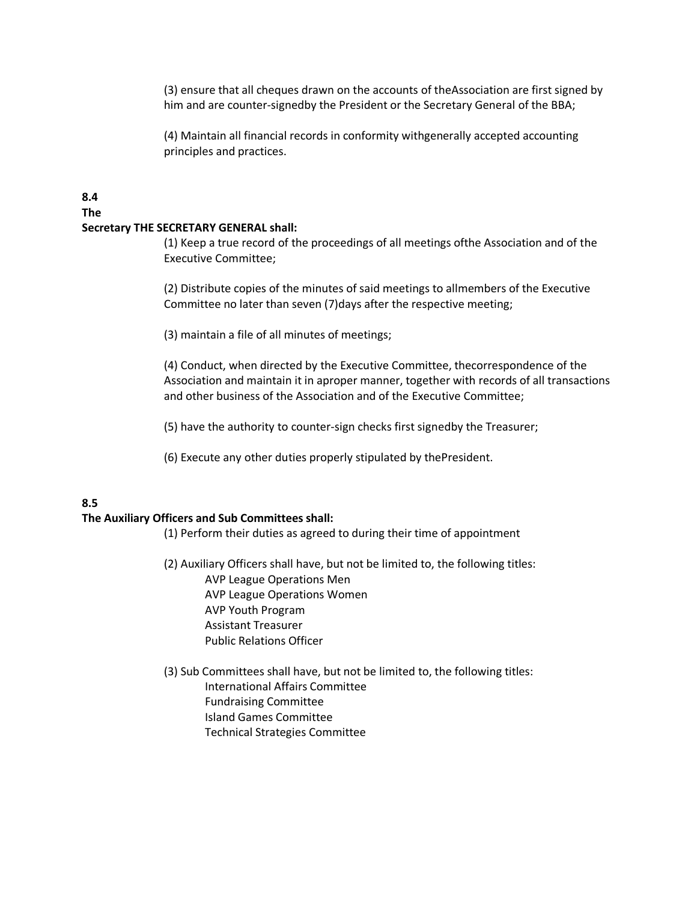(3) ensure that all cheques drawn on the accounts of theAssociation are first signed by him and are counter-signedby the President or the Secretary General of the BBA;

(4) Maintain all financial records in conformity withgenerally accepted accounting principles and practices.

**8.4**

**The**

**Secretary THE SECRETARY GENERAL shall:**

(1) Keep a true record of the proceedings of all meetings ofthe Association and of the Executive Committee;

(2) Distribute copies of the minutes of said meetings to allmembers of the Executive Committee no later than seven (7)days after the respective meeting;

(3) maintain a file of all minutes of meetings;

(4) Conduct, when directed by the Executive Committee, thecorrespondence of the Association and maintain it in aproper manner, together with records of all transactions and other business of the Association and of the Executive Committee;

(5) have the authority to counter-sign checks first signedby the Treasurer;

(6) Execute any other duties properly stipulated by thePresident.

**8.5**

**The Auxiliary Officers and Sub Committees shall:**

(1) Perform their duties as agreed to during their time of appointment

(2) Auxiliary Officers shall have, but not be limited to, the following titles:

- AVP League Operations Men
- AVP League Operations Women
- AVP Youth Program
- Assistant Treasurer
- Public Relations Officer

(3) Sub Committees shall have, but not be limited to, the following titles:

- International Affairs Committee
- Fundraising Committee
- Island Games Committee
- Technical Strategies Committee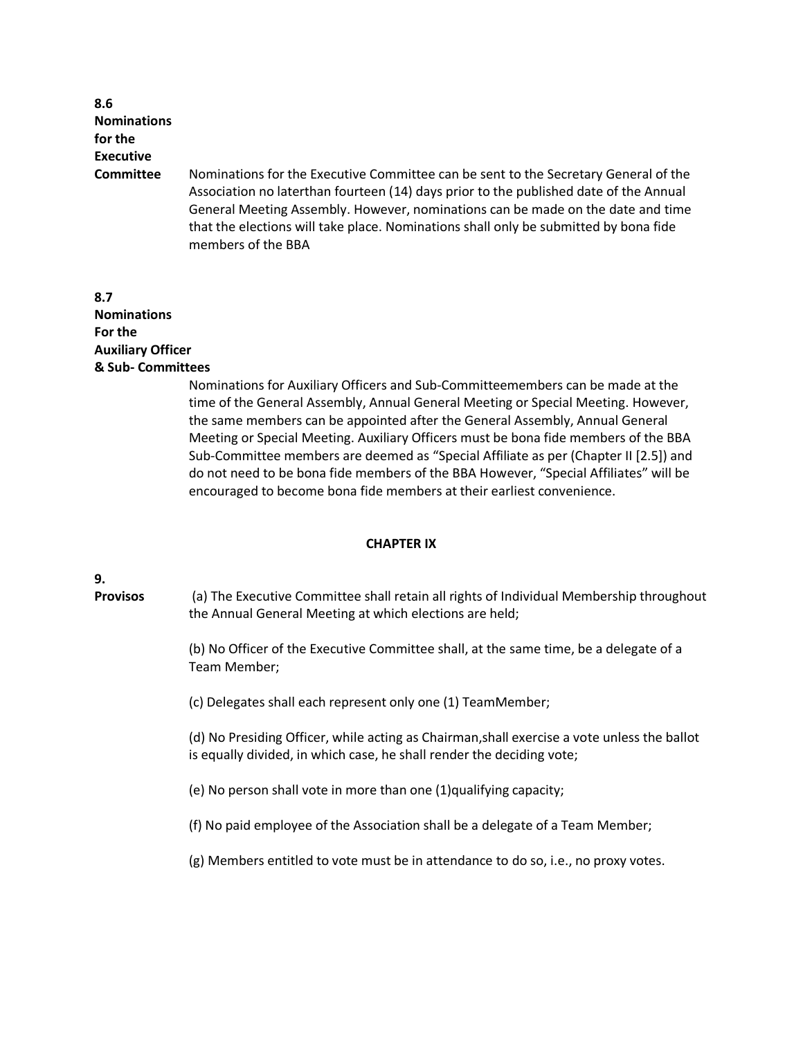**8.6 Nominations for the Executive Committee**

Nominations for the Executive Committee can be sent to the Secretary General of the Association no laterthan fourteen (14) days prior to the published date of the Annual General Meeting Assembly. However, nominations can be made on the date and time that the elections will take place. Nominations shall only be submitted by bona fide members of the BBA

**8.7 Nominations For the Auxiliary Officer & Sub- Committees**

Nominations for Auxiliary Officers and Sub-Committeemembers can be made at the time of the General Assembly, Annual General Meeting or Special Meeting. However, the same members can be appointed after the General Assembly, Annual General Meeting or Special Meeting. Auxiliary Officers must be bona fide members of the BBA Sub-Committee members are deemed as "Special Affiliate as per (Chapter II [2.5]) and do not need to be bona fide members of the BBA However, "Special Affiliates" will be encouraged to become bona fide members at their earliest convenience.

## CHAPTER IX

**9. Provisos**

(a) The Executive Committee shall retain all rights of Individual Membership throughout the Annual General Meeting at which elections are held;

(b) No Officer of the Executive Committee shall, at the same time, be a delegate of a Team Member;

(c) Delegates shall each represent only one (1) TeamMember;

(d) No Presiding Officer, while acting as Chairman,shall exercise a vote unless the ballot is equally divided, in which case, he shall render the deciding vote;

(e) No person shall vote in more than one (1)qualifying capacity;

(f) No paid employee of the Association shall be a delegate of a Team Member;

(g) Members entitled to vote must be in attendance to do so, i.e., no proxy votes.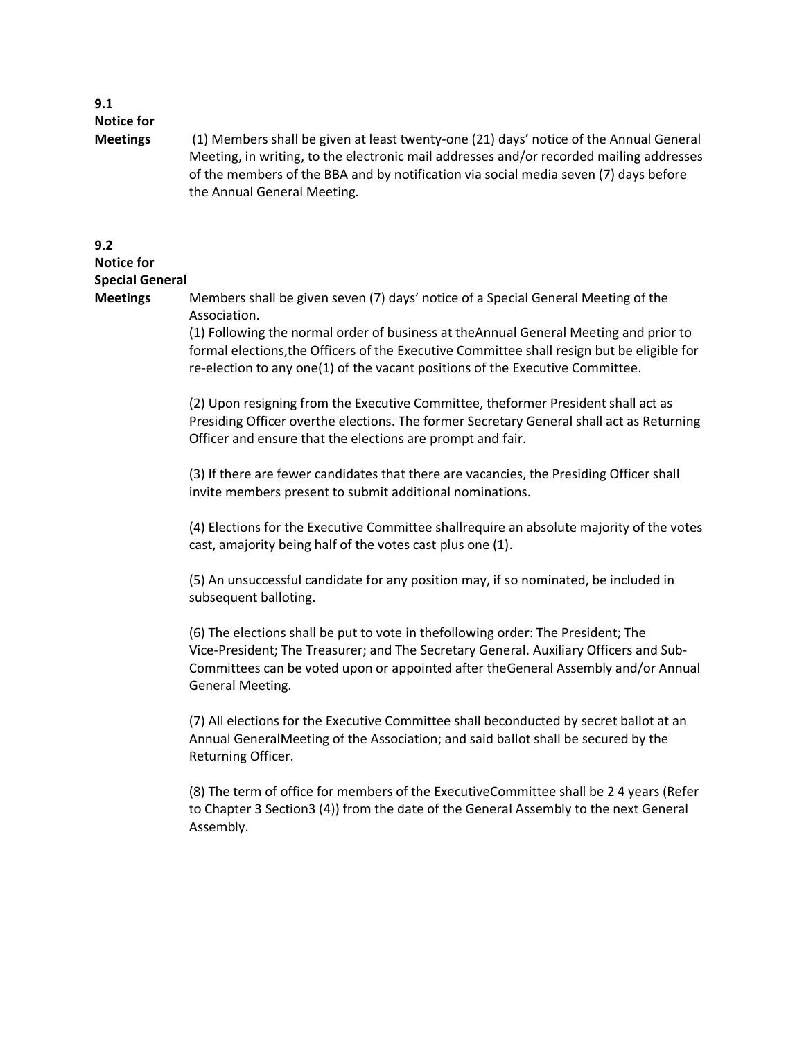**9.1 Notice for Meetings**

(1) Members shall be given at least twenty-one (21) days' notice of the Annual General Meeting, in writing, to the electronic mail addresses and/or recorded mailing addresses of the members of the BBA and by notification via social media seven (7) days before the Annual General Meeting.

**9.2 Notice for Special General Meetings**

Members shall be given seven (7) days' notice of a Special General Meeting of the Association.

(1) Following the normal order of business at theAnnual General Meeting and prior to formal elections,the Officers of the Executive Committee shall resign but be eligible for re-election to any one(1) of the vacant positions of the Executive Committee.

(2) Upon resigning from the Executive Committee, theformer President shall act as Presiding Officer overthe elections. The former Secretary General shall act as Returning Officer and ensure that the elections are prompt and fair.

(3) If there are fewer candidates that there are vacancies, the Presiding Officer shall invite members present to submit additional nominations.

(4) Elections for the Executive Committee shallrequire an absolute majority of the votes cast, amajority being half of the votes cast plus one (1).

(5) An unsuccessful candidate for any position may, if so nominated, be included in subsequent balloting.

(6) The elections shall be put to vote in thefollowing order: The President; The Vice-President; The Treasurer; and The Secretary General. Auxiliary Officers and Sub-Committees can be voted upon or appointed after theGeneral Assembly and/or Annual General Meeting.

(7) All elections for the Executive Committee shall beconducted by secret ballot at an Annual GeneralMeeting of the Association; and said ballot shall be secured by the Returning Officer.

(8) The term of office for members of the ExecutiveCommittee shall be 2 4 years (Refer to Chapter 3 Section3 (4)) from the date of the General Assembly to the next General Assembly.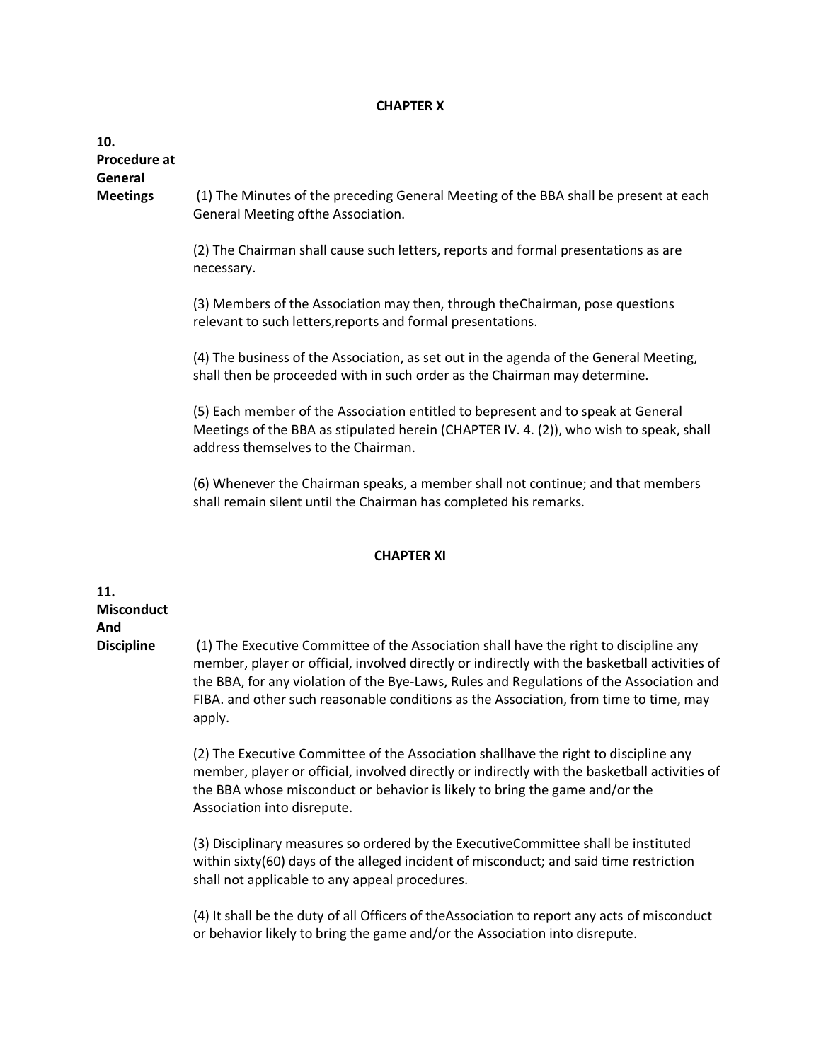## CHAPTER X

**10. Procedure at General Meetings**

(1) The Minutes of the preceding General Meeting of the BBA shall be present at each General Meeting ofthe Association.

(2) The Chairman shall cause such letters, reports and formal presentations as are necessary.

(3) Members of the Association may then, through theChairman, pose questions relevant to such letters,reports and formal presentations.

(4) The business of the Association, as set out in the agenda of the General Meeting, shall then be proceeded with in such order as the Chairman may determine.

(5) Each member of the Association entitled to bepresent and to speak at General Meetings of the BBA as stipulated herein (CHAPTER IV. 4. (2)), who wish to speak, shall address themselves to the Chairman.

(6) Whenever the Chairman speaks, a member shall not continue; and that members shall remain silent until the Chairman has completed his remarks.

## CHAPTER XI

**11. Misconduct And Discipline**

(1) The Executive Committee of the Association shall have the right to discipline any member, player or official, involved directly or indirectly with the basketball activities of the BBA, for any violation of the Bye-Laws, Rules and Regulations of the Association and FIBA. and other such reasonable conditions as the Association, from time to time, may apply.

(2) The Executive Committee of the Association shallhave the right to discipline any member, player or official, involved directly or indirectly with the basketball activities of the BBA whose misconduct or behavior is likely to bring the game and/or the Association into disrepute.

(3) Disciplinary measures so ordered by the ExecutiveCommittee shall be instituted within sixty(60) days of the alleged incident of misconduct; and said time restriction shall not applicable to any appeal procedures.

(4) It shall be the duty of all Officers of theAssociation to report any acts of misconduct or behavior likely to bring the game and/or the Association into disrepute.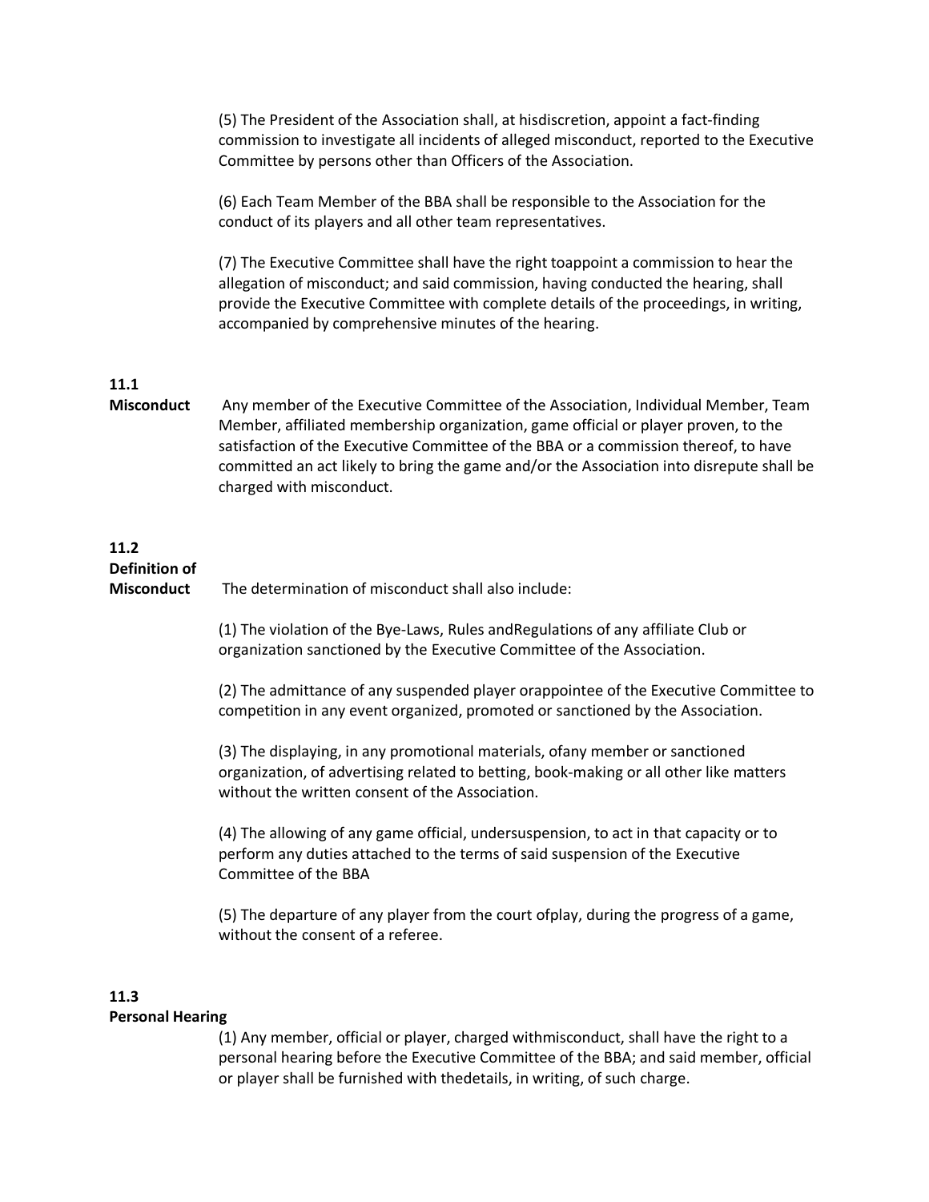(5) The President of the Association shall, at hisdiscretion, appoint a fact-finding commission to investigate all incidents of alleged misconduct, reported to the Executive Committee by persons other than Officers of the Association.

(6) Each Team Member of the BBA shall be responsible to the Association for the conduct of its players and all other team representatives.

(7) The Executive Committee shall have the right toappoint a commission to hear the allegation of misconduct; and said commission, having conducted the hearing, shall provide the Executive Committee with complete details of the proceedings, in writing, accompanied by comprehensive minutes of the hearing.

**11.1**
**Misconduct**

Any member of the Executive Committee of the Association, Individual Member, Team Member, affiliated membership organization, game official or player proven, to the satisfaction of the Executive Committee of the BBA or a commission thereof, to have committed an act likely to bring the game and/or the Association into disrepute shall be charged with misconduct.

**11.2**
**Definition of Misconduct**

The determination of misconduct shall also include:

(1) The violation of the Bye-Laws, Rules andRegulations of any affiliate Club or organization sanctioned by the Executive Committee of the Association.

(2) The admittance of any suspended player orappointee of the Executive Committee to competition in any event organized, promoted or sanctioned by the Association.

(3) The displaying, in any promotional materials, ofany member or sanctioned organization, of advertising related to betting, book-making or all other like matters without the written consent of the Association.

(4) The allowing of any game official, undersuspension, to act in that capacity or to perform any duties attached to the terms of said suspension of the Executive Committee of the BBA

(5) The departure of any player from the court ofplay, during the progress of a game, without the consent of a referee.

**11.3**
**Personal Hearing**

(1) Any member, official or player, charged withmisconduct, shall have the right to a personal hearing before the Executive Committee of the BBA; and said member, official or player shall be furnished with thedetails, in writing, of such charge.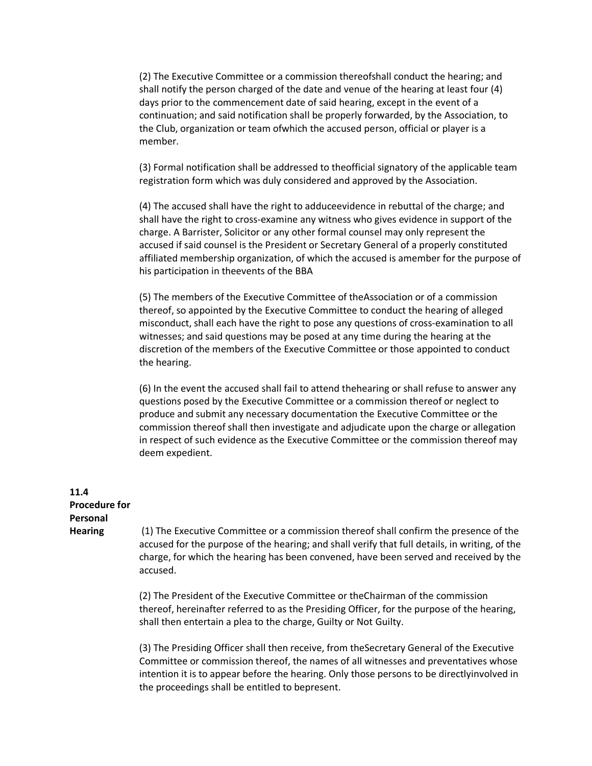(2) The Executive Committee or a commission thereofshall conduct the hearing; and shall notify the person charged of the date and venue of the hearing at least four (4) days prior to the commencement date of said hearing, except in the event of a continuation; and said notification shall be properly forwarded, by the Association, to the Club, organization or team ofwhich the accused person, official or player is a member.

(3) Formal notification shall be addressed to theofficial signatory of the applicable team registration form which was duly considered and approved by the Association.

(4) The accused shall have the right to adduceevidence in rebuttal of the charge; and shall have the right to cross-examine any witness who gives evidence in support of the charge. A Barrister, Solicitor or any other formal counsel may only represent the accused if said counsel is the President or Secretary General of a properly constituted affiliated membership organization, of which the accused is amember for the purpose of his participation in theevents of the BBA

(5) The members of the Executive Committee of theAssociation or of a commission thereof, so appointed by the Executive Committee to conduct the hearing of alleged misconduct, shall each have the right to pose any questions of cross-examination to all witnesses; and said questions may be posed at any time during the hearing at the discretion of the members of the Executive Committee or those appointed to conduct the hearing.

(6) In the event the accused shall fail to attend thehearing or shall refuse to answer any questions posed by the Executive Committee or a commission thereof or neglect to produce and submit any necessary documentation the Executive Committee or the commission thereof shall then investigate and adjudicate upon the charge or allegation in respect of such evidence as the Executive Committee or the commission thereof may deem expedient.

**11.4 Procedure for Personal Hearing**

(1) The Executive Committee or a commission thereof shall confirm the presence of the accused for the purpose of the hearing; and shall verify that full details, in writing, of the charge, for which the hearing has been convened, have been served and received by the accused.

(2) The President of the Executive Committee or theChairman of the commission thereof, hereinafter referred to as the Presiding Officer, for the purpose of the hearing, shall then entertain a plea to the charge, Guilty or Not Guilty.

(3) The Presiding Officer shall then receive, from theSecretary General of the Executive Committee or commission thereof, the names of all witnesses and preventatives whose intention it is to appear before the hearing. Only those persons to be directlyinvolved in the proceedings shall be entitled to bepresent.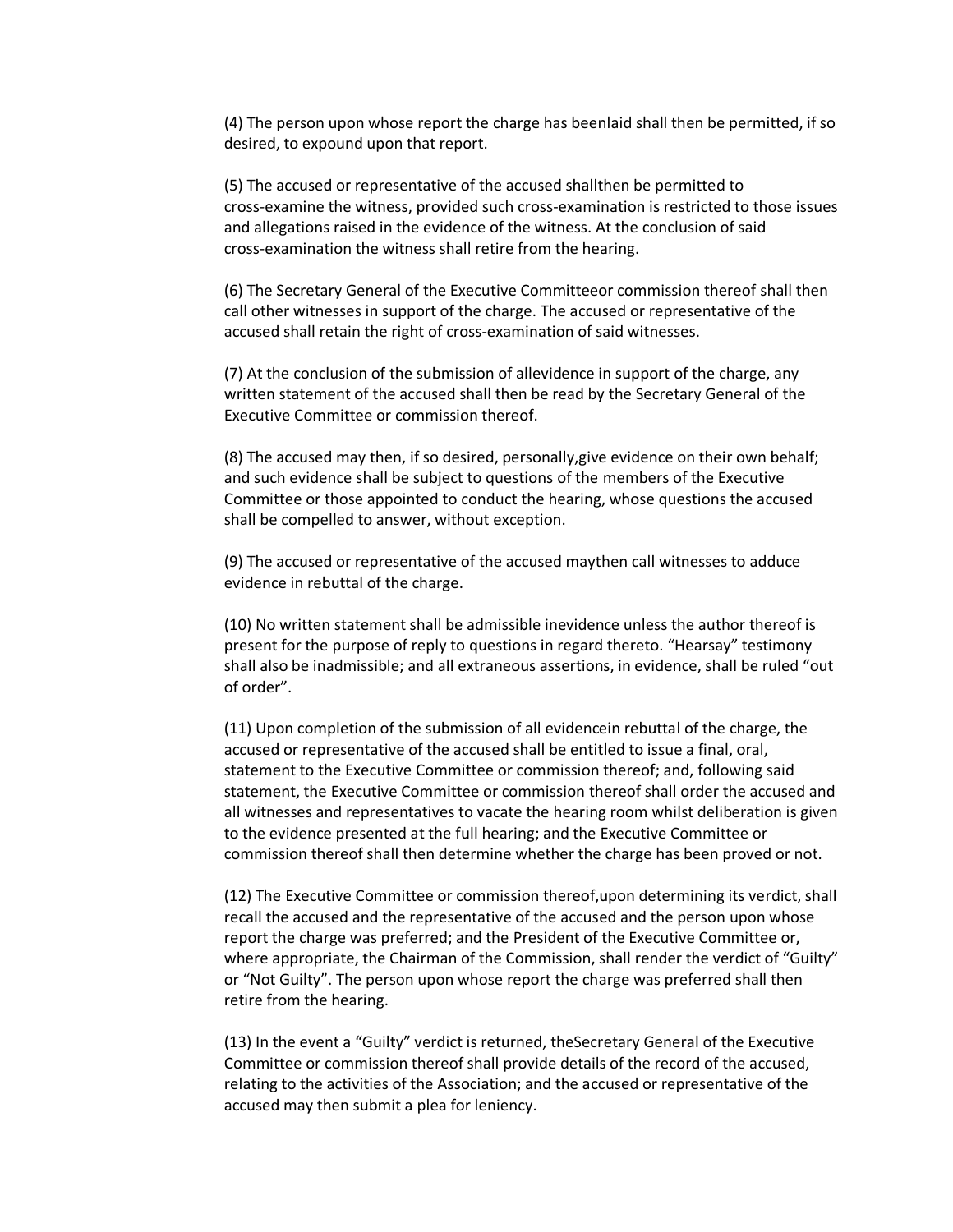(4) The person upon whose report the charge has beenlaid shall then be permitted, if so desired, to expound upon that report.

(5) The accused or representative of the accused shallthen be permitted to cross-examine the witness, provided such cross-examination is restricted to those issues and allegations raised in the evidence of the witness. At the conclusion of said cross-examination the witness shall retire from the hearing.

(6) The Secretary General of the Executive Committeeor commission thereof shall then call other witnesses in support of the charge. The accused or representative of the accused shall retain the right of cross-examination of said witnesses.

(7) At the conclusion of the submission of allevidence in support of the charge, any written statement of the accused shall then be read by the Secretary General of the Executive Committee or commission thereof.

(8) The accused may then, if so desired, personally,give evidence on their own behalf; and such evidence shall be subject to questions of the members of the Executive Committee or those appointed to conduct the hearing, whose questions the accused shall be compelled to answer, without exception.

(9) The accused or representative of the accused maythen call witnesses to adduce evidence in rebuttal of the charge.

(10) No written statement shall be admissible inevidence unless the author thereof is present for the purpose of reply to questions in regard thereto. "Hearsay" testimony shall also be inadmissible; and all extraneous assertions, in evidence, shall be ruled "out of order".

(11) Upon completion of the submission of all evidencein rebuttal of the charge, the accused or representative of the accused shall be entitled to issue a final, oral, statement to the Executive Committee or commission thereof; and, following said statement, the Executive Committee or commission thereof shall order the accused and all witnesses and representatives to vacate the hearing room whilst deliberation is given to the evidence presented at the full hearing; and the Executive Committee or commission thereof shall then determine whether the charge has been proved or not.

(12) The Executive Committee or commission thereof,upon determining its verdict, shall recall the accused and the representative of the accused and the person upon whose report the charge was preferred; and the President of the Executive Committee or, where appropriate, the Chairman of the Commission, shall render the verdict of "Guilty" or "Not Guilty". The person upon whose report the charge was preferred shall then retire from the hearing.

(13) In the event a "Guilty" verdict is returned, theSecretary General of the Executive Committee or commission thereof shall provide details of the record of the accused, relating to the activities of the Association; and the accused or representative of the accused may then submit a plea for leniency.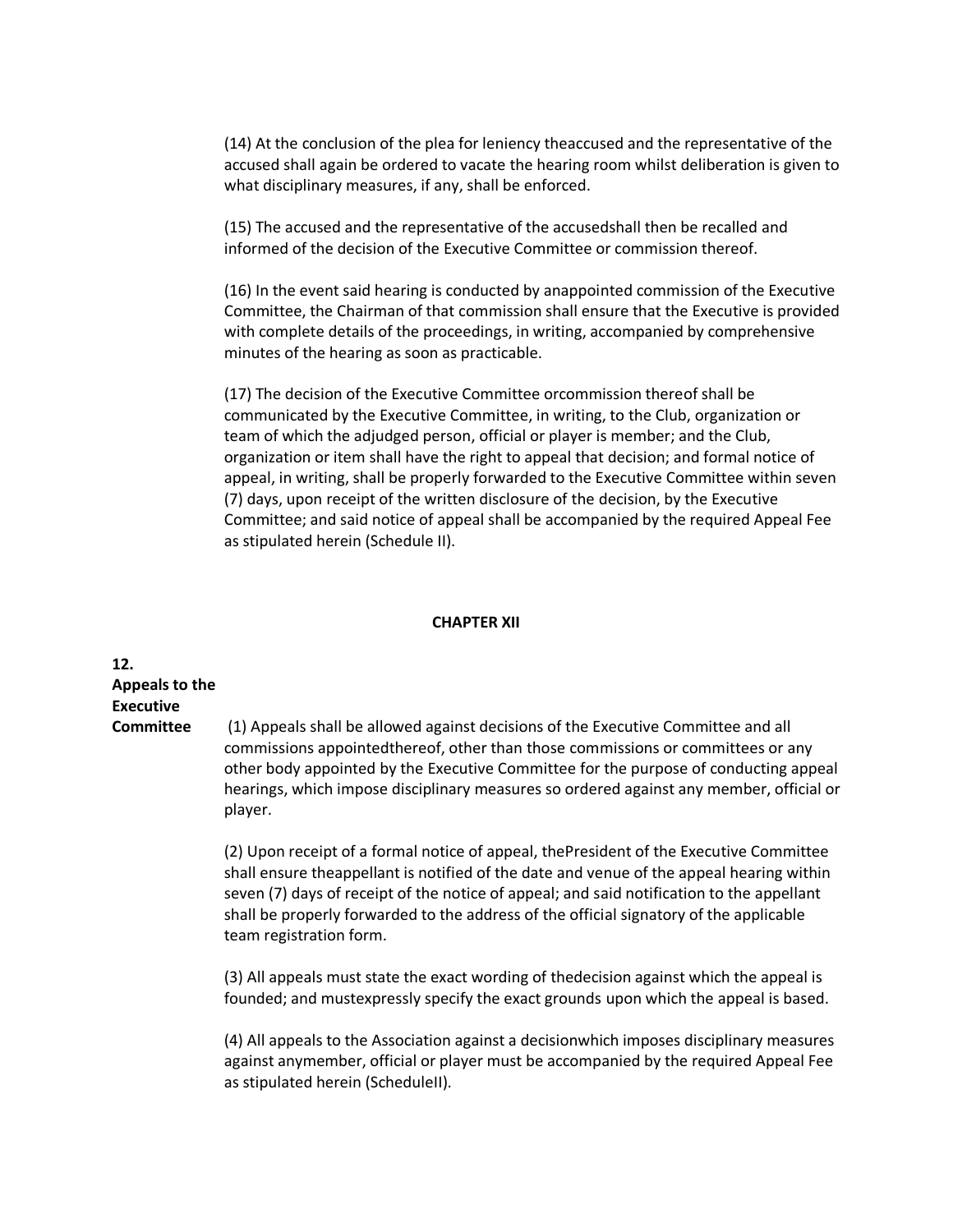(14) At the conclusion of the plea for leniency theaccused and the representative of the accused shall again be ordered to vacate the hearing room whilst deliberation is given to what disciplinary measures, if any, shall be enforced.

(15) The accused and the representative of the accusedshall then be recalled and informed of the decision of the Executive Committee or commission thereof.

(16) In the event said hearing is conducted by anappointed commission of the Executive Committee, the Chairman of that commission shall ensure that the Executive is provided with complete details of the proceedings, in writing, accompanied by comprehensive minutes of the hearing as soon as practicable.

(17) The decision of the Executive Committee orcommission thereof shall be communicated by the Executive Committee, in writing, to the Club, organization or team of which the adjudged person, official or player is member; and the Club, organization or item shall have the right to appeal that decision; and formal notice of appeal, in writing, shall be properly forwarded to the Executive Committee within seven (7) days, upon receipt of the written disclosure of the decision, by the Executive Committee; and said notice of appeal shall be accompanied by the required Appeal Fee as stipulated herein (Schedule II).

## CHAPTER XII

**12. Appeals to the Executive Committee**

(1) Appeals shall be allowed against decisions of the Executive Committee and all commissions appointedthereof, other than those commissions or committees or any other body appointed by the Executive Committee for the purpose of conducting appeal hearings, which impose disciplinary measures so ordered against any member, official or player.

(2) Upon receipt of a formal notice of appeal, thePresident of the Executive Committee shall ensure theappellant is notified of the date and venue of the appeal hearing within seven (7) days of receipt of the notice of appeal; and said notification to the appellant shall be properly forwarded to the address of the official signatory of the applicable team registration form.

(3) All appeals must state the exact wording of thedecision against which the appeal is founded; and mustexpressly specify the exact grounds upon which the appeal is based.

(4) All appeals to the Association against a decisionwhich imposes disciplinary measures against anymember, official or player must be accompanied by the required Appeal Fee as stipulated herein (ScheduleII).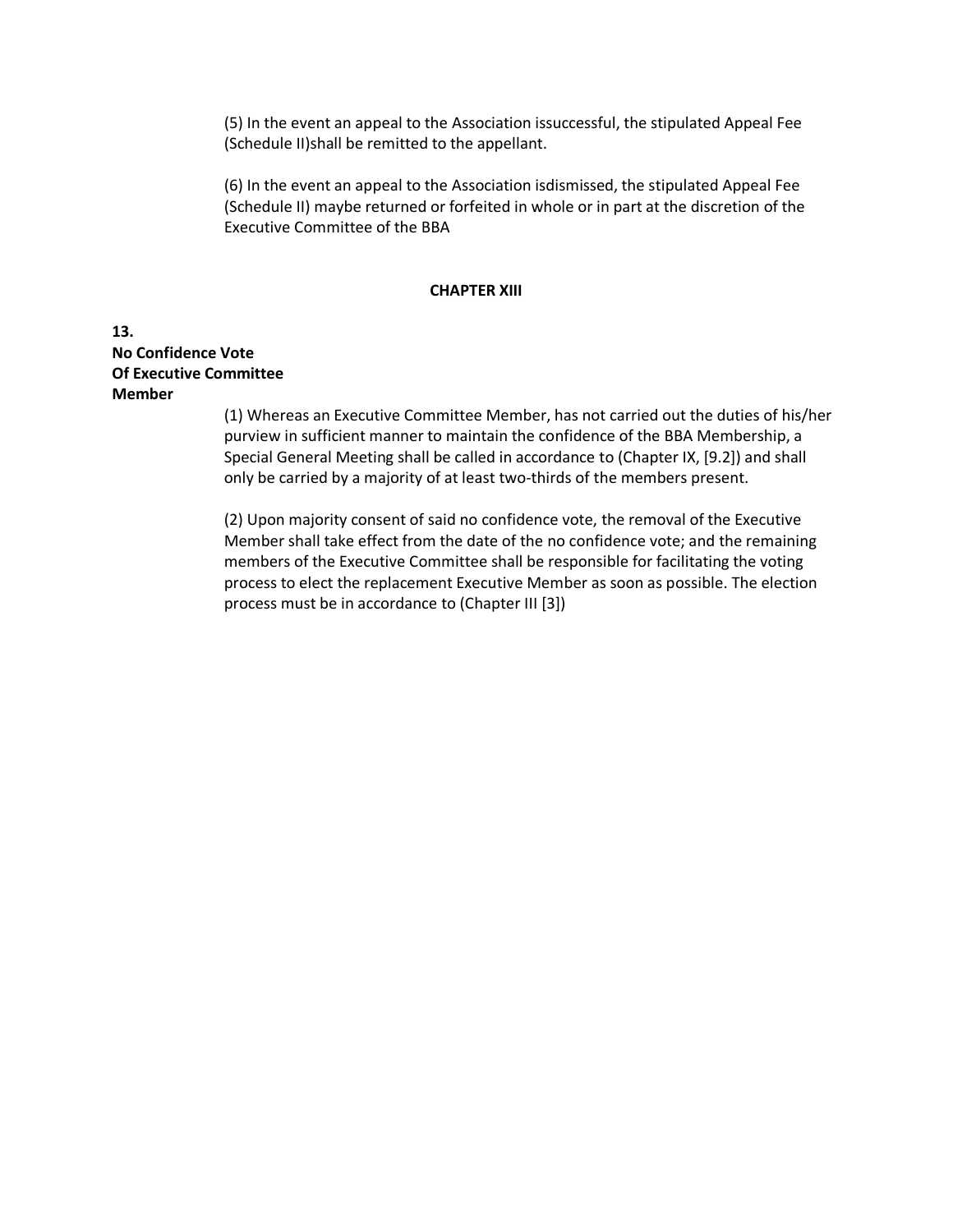(5) In the event an appeal to the Association issuccessful, the stipulated Appeal Fee (Schedule II)shall be remitted to the appellant.

(6) In the event an appeal to the Association isdismissed, the stipulated Appeal Fee (Schedule II) maybe returned or forfeited in whole or in part at the discretion of the Executive Committee of the BBA

## CHAPTER XIII

**13.**
**No Confidence Vote Of Executive Committee Member**

(1) Whereas an Executive Committee Member, has not carried out the duties of his/her purview in sufficient manner to maintain the confidence of the BBA Membership, a Special General Meeting shall be called in accordance to (Chapter IX, [9.2]) and shall only be carried by a majority of at least two-thirds of the members present.

(2) Upon majority consent of said no confidence vote, the removal of the Executive Member shall take effect from the date of the no confidence vote; and the remaining members of the Executive Committee shall be responsible for facilitating the voting process to elect the replacement Executive Member as soon as possible. The election process must be in accordance to (Chapter III [3])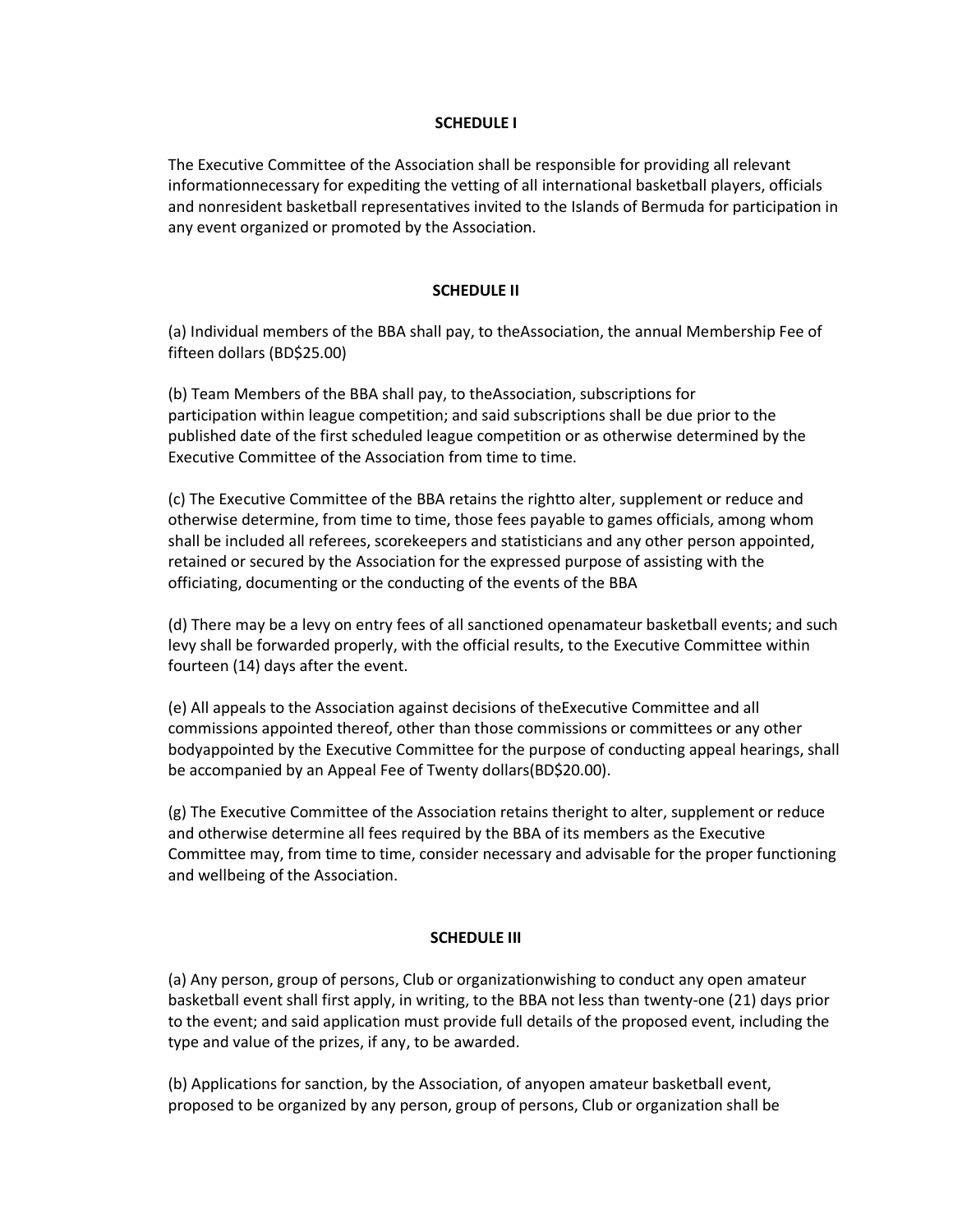**SCHEDULE I**

The Executive Committee of the Association shall be responsible for providing all relevant informationnecessary for expediting the vetting of all international basketball players, officials and nonresident basketball representatives invited to the Islands of Bermuda for participation in any event organized or promoted by the Association.

**SCHEDULE II**

(a) Individual members of the BBA shall pay, to theAssociation, the annual Membership Fee of fifteen dollars (BD$25.00)

(b) Team Members of the BBA shall pay, to theAssociation, subscriptions for participation within league competition; and said subscriptions shall be due prior to the published date of the first scheduled league competition or as otherwise determined by the Executive Committee of the Association from time to time.

(c) The Executive Committee of the BBA retains the rightto alter, supplement or reduce and otherwise determine, from time to time, those fees payable to games officials, among whom shall be included all referees, scorekeepers and statisticians and any other person appointed, retained or secured by the Association for the expressed purpose of assisting with the officiating, documenting or the conducting of the events of the BBA

(d) There may be a levy on entry fees of all sanctioned openamateur basketball events; and such levy shall be forwarded properly, with the official results, to the Executive Committee within fourteen (14) days after the event.

(e) All appeals to the Association against decisions of theExecutive Committee and all commissions appointed thereof, other than those commissions or committees or any other bodyappointed by the Executive Committee for the purpose of conducting appeal hearings, shall be accompanied by an Appeal Fee of Twenty dollars(BD$20.00).

(g) The Executive Committee of the Association retains theright to alter, supplement or reduce and otherwise determine all fees required by the BBA of its members as the Executive Committee may, from time to time, consider necessary and advisable for the proper functioning and wellbeing of the Association.

**SCHEDULE III**

(a) Any person, group of persons, Club or organizationwishing to conduct any open amateur basketball event shall first apply, in writing, to the BBA not less than twenty-one (21) days prior to the event; and said application must provide full details of the proposed event, including the type and value of the prizes, if any, to be awarded.

(b) Applications for sanction, by the Association, of anyopen amateur basketball event, proposed to be organized by any person, group of persons, Club or organization shall be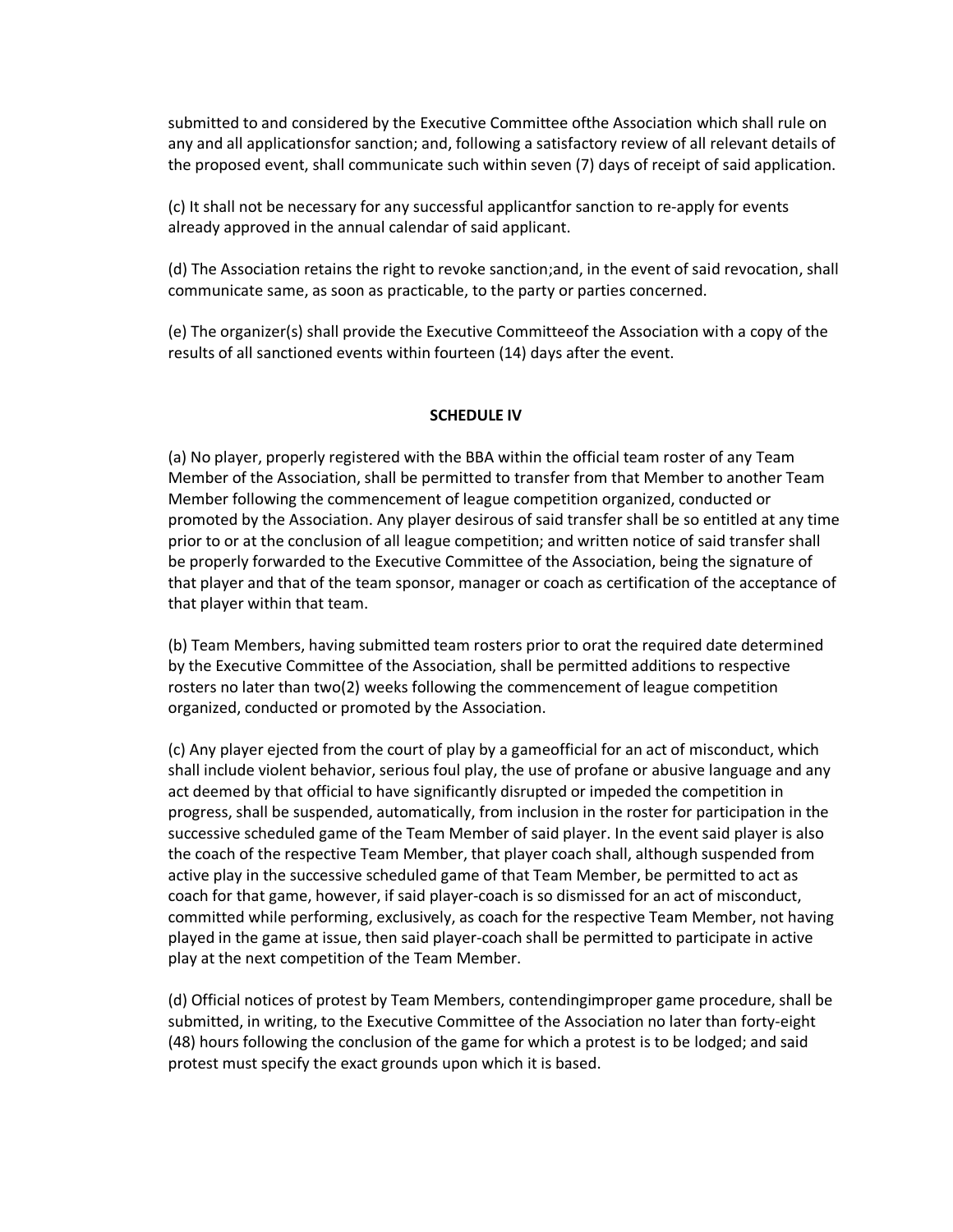submitted to and considered by the Executive Committee ofthe Association which shall rule on any and all applicationsfor sanction; and, following a satisfactory review of all relevant details of the proposed event, shall communicate such within seven (7) days of receipt of said application.

(c) It shall not be necessary for any successful applicantfor sanction to re-apply for events already approved in the annual calendar of said applicant.

(d) The Association retains the right to revoke sanction;and, in the event of said revocation, shall communicate same, as soon as practicable, to the party or parties concerned.

(e) The organizer(s) shall provide the Executive Committeeof the Association with a copy of the results of all sanctioned events within fourteen (14) days after the event.

**SCHEDULE IV**

(a) No player, properly registered with the BBA within the official team roster of any Team Member of the Association, shall be permitted to transfer from that Member to another Team Member following the commencement of league competition organized, conducted or promoted by the Association. Any player desirous of said transfer shall be so entitled at any time prior to or at the conclusion of all league competition; and written notice of said transfer shall be properly forwarded to the Executive Committee of the Association, being the signature of that player and that of the team sponsor, manager or coach as certification of the acceptance of that player within that team.

(b) Team Members, having submitted team rosters prior to orat the required date determined by the Executive Committee of the Association, shall be permitted additions to respective rosters no later than two(2) weeks following the commencement of league competition organized, conducted or promoted by the Association.

(c) Any player ejected from the court of play by a gameofficial for an act of misconduct, which shall include violent behavior, serious foul play, the use of profane or abusive language and any act deemed by that official to have significantly disrupted or impeded the competition in progress, shall be suspended, automatically, from inclusion in the roster for participation in the successive scheduled game of the Team Member of said player. In the event said player is also the coach of the respective Team Member, that player coach shall, although suspended from active play in the successive scheduled game of that Team Member, be permitted to act as coach for that game, however, if said player-coach is so dismissed for an act of misconduct, committed while performing, exclusively, as coach for the respective Team Member, not having played in the game at issue, then said player-coach shall be permitted to participate in active play at the next competition of the Team Member.

(d) Official notices of protest by Team Members, contendingimproper game procedure, shall be submitted, in writing, to the Executive Committee of the Association no later than forty-eight (48) hours following the conclusion of the game for which a protest is to be lodged; and said protest must specify the exact grounds upon which it is based.